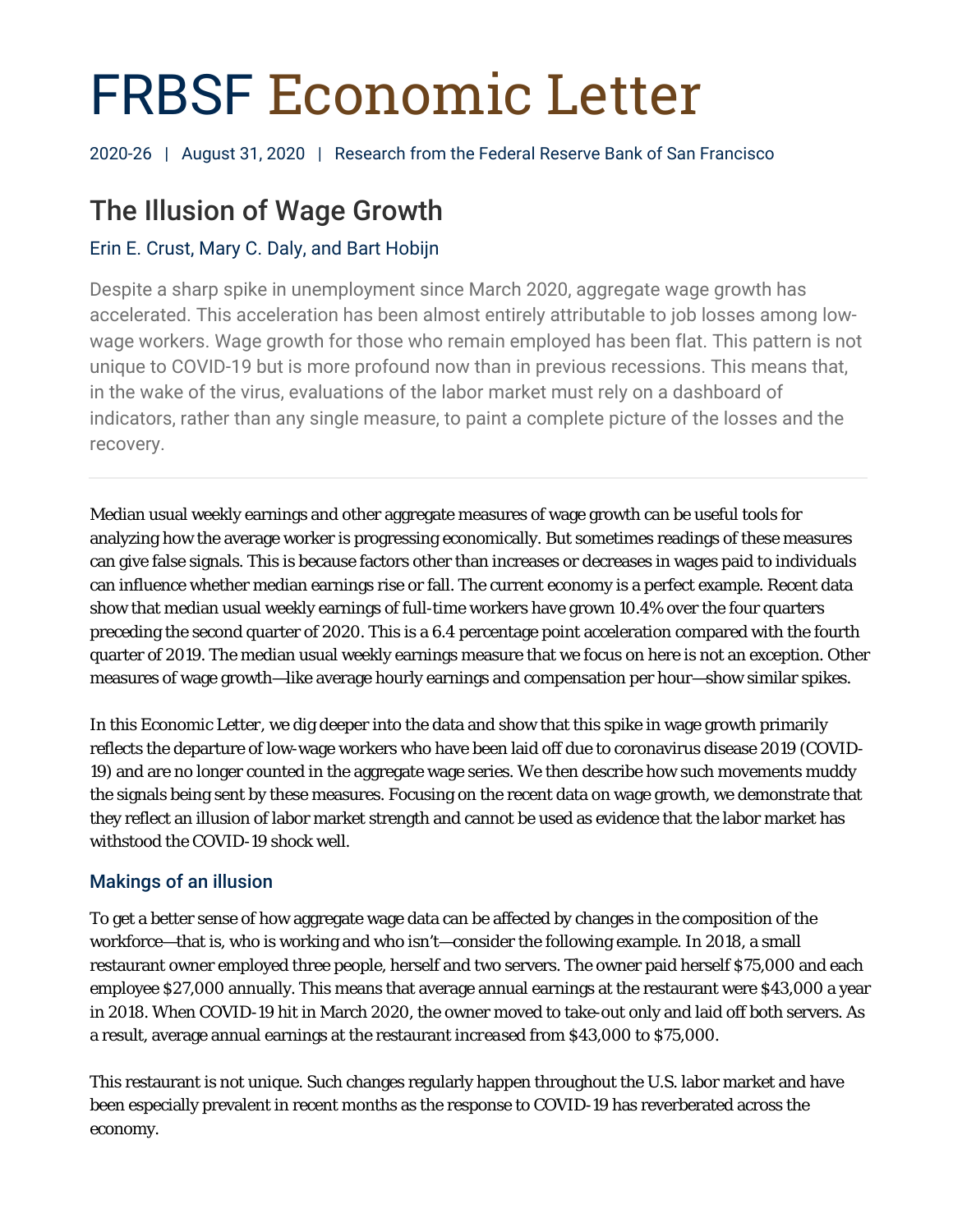# FRBSF Economic Letter

2020-26 | August 31, 2020 | Research from the Federal Reserve Bank of San Francisco

## The Illusion of Wage Growth

Erin E. Crust, Mary C. Daly, and Bart Hobijn

Despite a sharp spike in unemployment since March 2020, aggregate wage growth has accelerated. This acceleration has been almost entirely attributable to job losses among low-wage workers. Wage growth for those who remain employed has been flat. This pattern is not unique to COVID-19 but is more profound now than in previous recessions. This means that, in the wake of the virus, evaluations of the labor market must rely on a dashboard of indicators, rather than any single measure, to paint a complete picture of the losses and the recovery.

---

Median usual weekly earnings and other aggregate measures of wage growth can be useful tools for analyzing how the average worker is progressing economically. But sometimes readings of these measures can give false signals. This is because factors other than increases or decreases in wages paid to individuals can influence whether median earnings rise or fall. The current economy is a perfect example. Recent data show that median usual weekly earnings of full-time workers have grown 10.4% over the four quarters preceding the second quarter of 2020. This is a 6.4 percentage point acceleration compared with the fourth quarter of 2019. The median usual weekly earnings measure that we focus on here is not an exception. Other measures of wage growth—like average hourly earnings and compensation per hour—show similar spikes.

In this Economic Letter, we dig deeper into the data and show that this spike in wage growth primarily reflects the departure of low-wage workers who have been laid off due to coronavirus disease 2019 (COVID-19) and are no longer counted in the aggregate wage series. We then describe how such movements muddy the signals being sent by these measures. Focusing on the recent data on wage growth, we demonstrate that they reflect an illusion of labor market strength and cannot be used as evidence that the labor market has withstood the COVID-19 shock well.

### Makings of an illusion

To get a better sense of how aggregate wage data can be affected by changes in the composition of the workforce—that is, who is working and who isn't—consider the following example. In 2018, a small restaurant owner employed three people, herself and two servers. The owner paid herself $75,000 and each employee $27,000 annually. This means that average annual earnings at the restaurant were $43,000 a year in 2018. When COVID-19 hit in March 2020, the owner moved to take-out only and laid off both servers. As a result, average annual earnings at the restaurant *increased* from $43,000 to $75,000.

This restaurant is not unique. Such changes regularly happen throughout the U.S. labor market and have been especially prevalent in recent months as the response to COVID-19 has reverberated across the economy.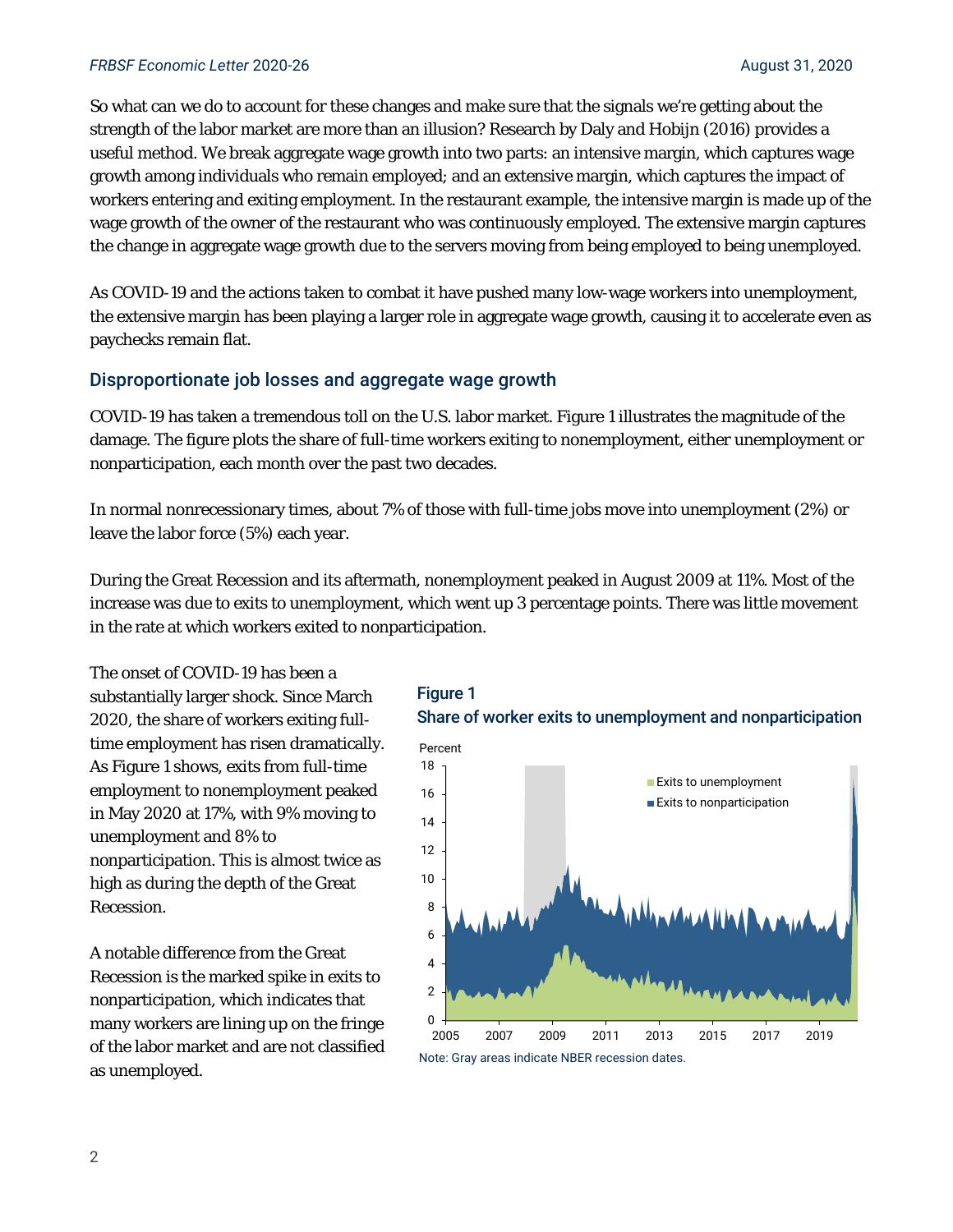So what can we do to account for these changes and make sure that the signals we're getting about the strength of the labor market are more than an illusion? Research by Daly and Hobijn (2016) provides a useful method. We break aggregate wage growth into two parts: an intensive margin, which captures wage growth among individuals who remain employed; and an extensive margin, which captures the impact of workers entering and exiting employment. In the restaurant example, the intensive margin is made up of the wage growth of the owner of the restaurant who was continuously employed. The extensive margin captures the change in aggregate wage growth due to the servers moving from being employed to being unemployed.

As COVID-19 and the actions taken to combat it have pushed many low-wage workers into unemployment, the extensive margin has been playing a larger role in aggregate wage growth, causing it to accelerate even as paychecks remain flat.

## Disproportionate job losses and aggregate wage growth

COVID-19 has taken a tremendous toll on the U.S. labor market. Figure 1 illustrates the magnitude of the damage. The figure plots the share of full-time workers exiting to nonemployment, either unemployment or nonparticipation, each month over the past two decades.

In normal nonrecessionary times, about 7% of those with full-time jobs move into unemployment (2%) or leave the labor force (5%) each year.

During the Great Recession and its aftermath, nonemployment peaked in August 2009 at 11%. Most of the increase was due to exits to unemployment, which went up 3 percentage points. There was little movement in the rate at which workers exited to nonparticipation.

The onset of COVID-19 has been a substantially larger shock. Since March 2020, the share of workers exiting full-time employment has risen dramatically. As Figure 1 shows, exits from full-time employment to nonemployment peaked in May 2020 at 17%, with 9% moving to unemployment and 8% to nonparticipation. This is almost twice as high as during the depth of the Great Recession.

A notable difference from the Great Recession is the marked spike in exits to nonparticipation, which indicates that many workers are lining up on the fringe of the labor market and are not classified as unemployed.

**Figure 1**
**Share of worker exits to unemployment and nonparticipation**

Note: Gray areas indicate NBER recession dates.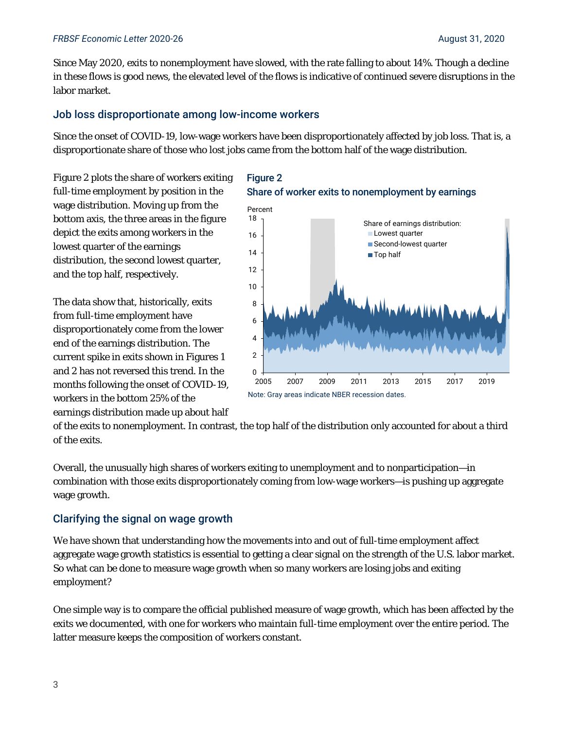Since May 2020, exits to nonemployment have slowed, with the rate falling to about 14%. Though a decline in these flows is good news, the elevated level of the flows is indicative of continued severe disruptions in the labor market.

## Job loss disproportionate among low-income workers

Since the onset of COVID-19, low-wage workers have been disproportionately affected by job loss. That is, a disproportionate share of those who lost jobs came from the bottom half of the wage distribution.

Figure 2 plots the share of workers exiting full-time employment by position in the wage distribution. Moving up from the bottom axis, the three areas in the figure depict the exits among workers in the lowest quarter of the earnings distribution, the second lowest quarter, and the top half, respectively.

**Figure 2**
**Share of worker exits to nonemployment by earnings**

Note: Gray areas indicate NBER recession dates.

The data show that, historically, exits from full-time employment have disproportionately come from the lower end of the earnings distribution. The current spike in exits shown in Figures 1 and 2 has not reversed this trend. In the months following the onset of COVID-19, workers in the bottom 25% of the earnings distribution made up about half of the exits to nonemployment. In contrast, the top half of the distribution only accounted for about a third of the exits.

Overall, the unusually high shares of workers exiting to unemployment and to nonparticipation—in combination with those exits disproportionately coming from low-wage workers—is pushing up aggregate wage growth.

## Clarifying the signal on wage growth

We have shown that understanding how the movements into and out of full-time employment affect aggregate wage growth statistics is essential to getting a clear signal on the strength of the U.S. labor market. So what can be done to measure wage growth when so many workers are losing jobs and exiting employment?

One simple way is to compare the official published measure of wage growth, which has been affected by the exits we documented, with one for workers who maintain full-time employment over the entire period. The latter measure keeps the composition of workers constant.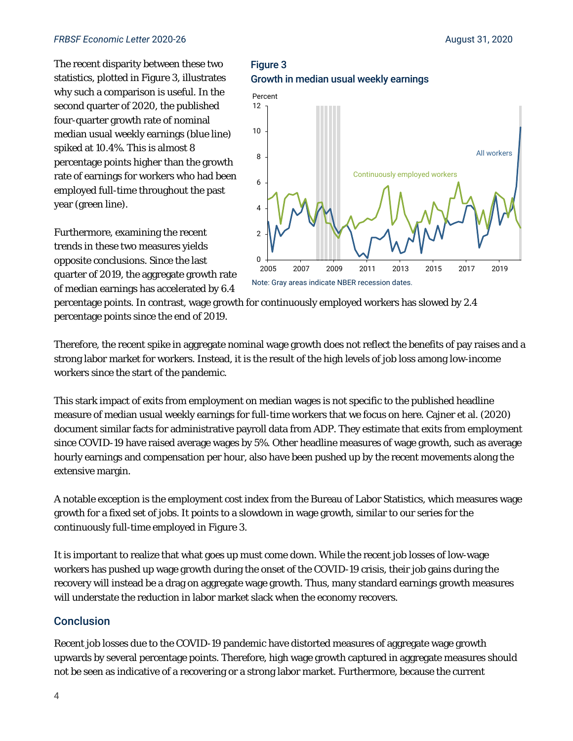The recent disparity between these two statistics, plotted in Figure 3, illustrates why such a comparison is useful. In the second quarter of 2020, the published four-quarter growth rate of nominal median usual weekly earnings (blue line) spiked at 10.4%. This is almost 8 percentage points higher than the growth rate of earnings for workers who had been employed full-time throughout the past year (green line).

Furthermore, examining the recent trends in these two measures yields opposite conclusions. Since the last quarter of 2019, the aggregate growth rate of median earnings has accelerated by 6.4 percentage points. In contrast, wage growth for continuously employed workers has slowed by 2.4 percentage points since the end of 2019.

**Figure 3**
**Growth in median usual weekly earnings**

Note: Gray areas indicate NBER recession dates.

Therefore, the recent spike in aggregate nominal wage growth does not reflect the benefits of pay raises and a strong labor market for workers. Instead, it is the result of the high levels of job loss among low-income workers since the start of the pandemic.

This stark impact of exits from employment on median wages is not specific to the published headline measure of median usual weekly earnings for full-time workers that we focus on here. Cajner et al. (2020) document similar facts for administrative payroll data from ADP. They estimate that exits from employment since COVID-19 have raised average wages by 5%. Other headline measures of wage growth, such as average hourly earnings and compensation per hour, also have been pushed up by the recent movements along the extensive margin.

A notable exception is the employment cost index from the Bureau of Labor Statistics, which measures wage growth for a fixed set of jobs. It points to a slowdown in wage growth, similar to our series for the continuously full-time employed in Figure 3.

It is important to realize that what goes up must come down. While the recent job losses of low-wage workers has pushed up wage growth during the onset of the COVID-19 crisis, their job gains during the recovery will instead be a drag on aggregate wage growth. Thus, many standard earnings growth measures will understate the reduction in labor market slack when the economy recovers.

## Conclusion

Recent job losses due to the COVID-19 pandemic have distorted measures of aggregate wage growth upwards by several percentage points. Therefore, high wage growth captured in aggregate measures should not be seen as indicative of a recovering or a strong labor market. Furthermore, because the current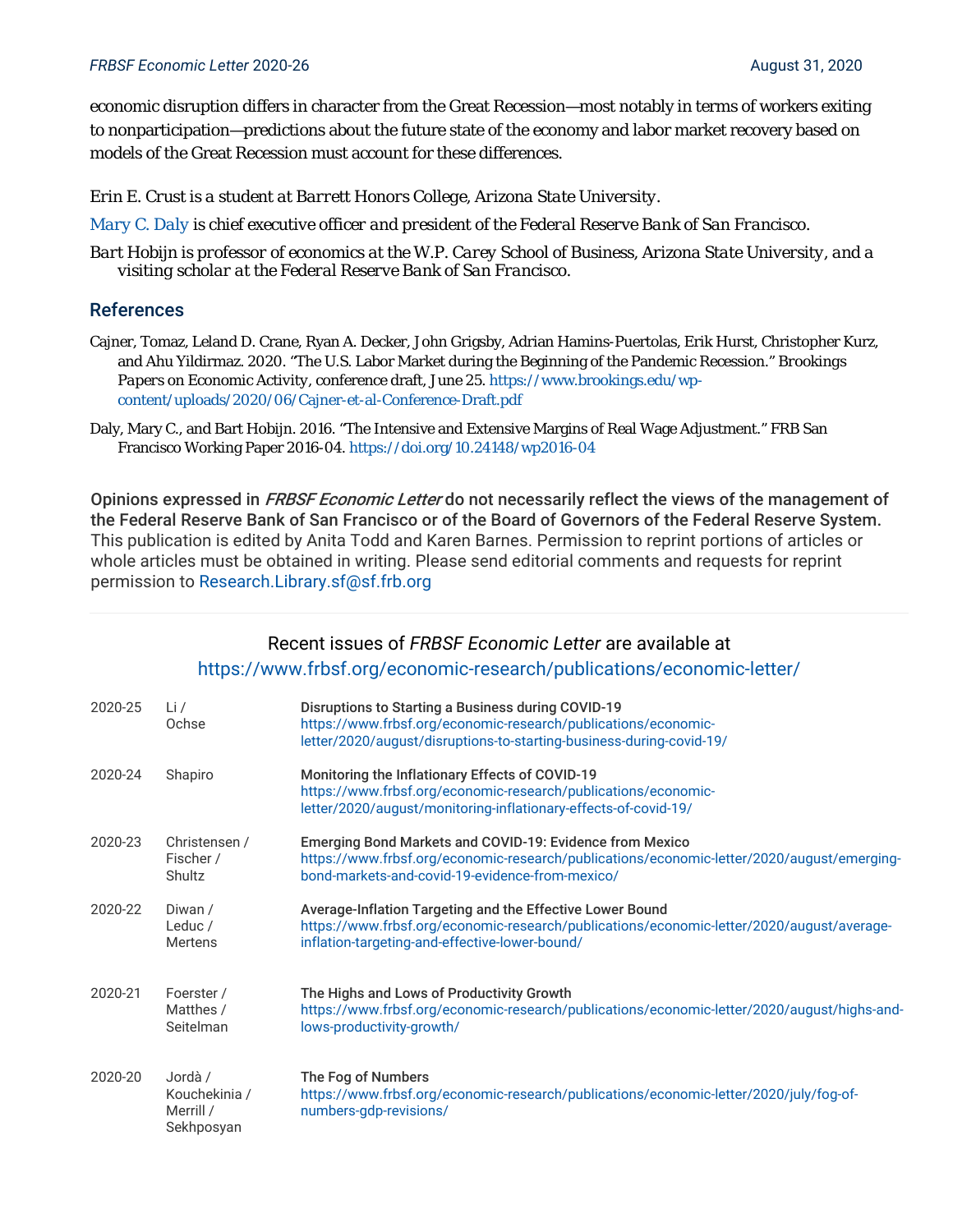economic disruption differs in character from the Great Recession—most notably in terms of workers exiting to nonparticipation—predictions about the future state of the economy and labor market recovery based on models of the Great Recession must account for these differences.

*Erin E. Crust is a student at Barrett Honors College, Arizona State University.*

*Mary C. Daly is chief executive officer and president of the Federal Reserve Bank of San Francisco.*

*Bart Hobijn is professor of economics at the W.P. Carey School of Business, Arizona State University, and a visiting scholar at the Federal Reserve Bank of San Francisco.*

## References

Cajner, Tomaz, Leland D. Crane, Ryan A. Decker, John Grigsby, Adrian Hamins-Puertolas, Erik Hurst, Christopher Kurz, and Ahu Yildirmaz. 2020. "The U.S. Labor Market during the Beginning of the Pandemic Recession." Brookings Papers on Economic Activity, conference draft, June 25. https://www.brookings.edu/wp-content/uploads/2020/06/Cajner-et-al-Conference-Draft.pdf

Daly, Mary C., and Bart Hobijn. 2016. "The Intensive and Extensive Margins of Real Wage Adjustment." FRB San Francisco Working Paper 2016-04. https://doi.org/10.24148/wp2016-04

**Opinions expressed in *FRBSF Economic Letter* do not necessarily reflect the views of the management of the Federal Reserve Bank of San Francisco or of the Board of Governors of the Federal Reserve System.** This publication is edited by Anita Todd and Karen Barnes. Permission to reprint portions of articles or whole articles must be obtained in writing. Please send editorial comments and requests for reprint permission to Research.Library.sf@sf.frb.org

---

Recent issues of *FRBSF Economic Letter* are available at
https://www.frbsf.org/economic-research/publications/economic-letter/

| | | |
|---|---|---|
| 2020-25 | Li / Ochse | **Disruptions to Starting a Business during COVID-19** https://www.frbsf.org/economic-research/publications/economic-letter/2020/august/disruptions-to-starting-business-during-covid-19/ |
| 2020-24 | Shapiro | **Monitoring the Inflationary Effects of COVID-19** https://www.frbsf.org/economic-research/publications/economic-letter/2020/august/monitoring-inflationary-effects-of-covid-19/ |
| 2020-23 | Christensen / Fischer / Shultz | **Emerging Bond Markets and COVID-19: Evidence from Mexico** https://www.frbsf.org/economic-research/publications/economic-letter/2020/august/emerging-bond-markets-and-covid-19-evidence-from-mexico/ |
| 2020-22 | Diwan / Leduc / Mertens | **Average-Inflation Targeting and the Effective Lower Bound** https://www.frbsf.org/economic-research/publications/economic-letter/2020/august/average-inflation-targeting-and-effective-lower-bound/ |
| 2020-21 | Foerster / Matthes / Seitelman | **The Highs and Lows of Productivity Growth** https://www.frbsf.org/economic-research/publications/economic-letter/2020/august/highs-and-lows-productivity-growth/ |
| 2020-20 | Jordà / Kouchekinia / Merrill / Sekhposyan | **The Fog of Numbers** https://www.frbsf.org/economic-research/publications/economic-letter/2020/july/fog-of-numbers-gdp-revisions/ |